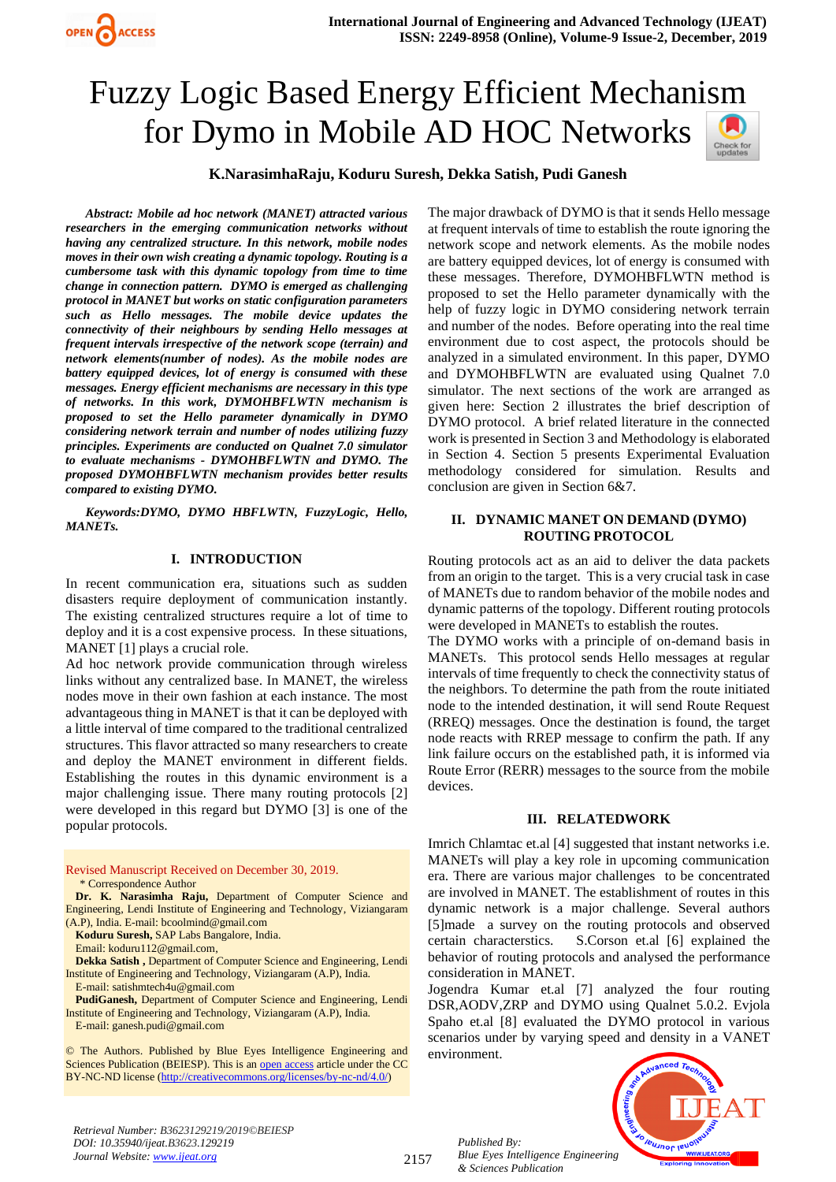# Fuzzy Logic Based Energy Efficient Mechanism for Dymo in Mobile AD HOC Networks

**K.NarasimhaRaju, Koduru Suresh, Dekka Satish, Pudi Ganesh**

***Abstract: Mobile ad hoc network (MANET) attracted various researchers in the emerging communication networks without having any centralized structure. In this network, mobile nodes moves in their own wish creating a dynamic topology. Routing is a cumbersome task with this dynamic topology from time to time change in connection pattern. DYMO is emerged as challenging protocol in MANET but works on static configuration parameters such as Hello messages. The mobile device updates the connectivity of their neighbours by sending Hello messages at frequent intervals irrespective of the network scope (terrain) and network elements(number of nodes). As the mobile nodes are battery equipped devices, lot of energy is consumed with these messages. Energy efficient mechanisms are necessary in this type of networks. In this work, DYMOHBFLWTN mechanism is proposed to set the Hello parameter dynamically in DYMO considering network terrain and number of nodes utilizing fuzzy principles. Experiments are conducted on Qualnet 7.0 simulator to evaluate mechanisms - DYMOHBFLWTN and DYMO. The proposed DYMOHBFLWTN mechanism provides better results compared to existing DYMO.***

***Keywords:DYMO, DYMO HBFLWTN, FuzzyLogic, Hello, MANETs.***

## I. INTRODUCTION

In recent communication era, situations such as sudden disasters require deployment of communication instantly. The existing centralized structures require a lot of time to deploy and it is a cost expensive process. In these situations, MANET [1] plays a crucial role.

Ad hoc network provide communication through wireless links without any centralized base. In MANET, the wireless nodes move in their own fashion at each instance. The most advantageous thing in MANET is that it can be deployed with a little interval of time compared to the traditional centralized structures. This flavor attracted so many researchers to create and deploy the MANET environment in different fields. Establishing the routes in this dynamic environment is a major challenging issue. There many routing protocols [2] were developed in this regard but DYMO [3] is one of the popular protocols.

Revised Manuscript Received on December 30, 2019.

\* Correspondence Author

**Dr. K. Narasimha Raju,** Department of Computer Science and Engineering, Lendi Institute of Engineering and Technology, Viziangaram (A.P), India. E-mail: bcoolmind@gmail.com

**Koduru Suresh,** SAP Labs Bangalore, India.
Email: koduru112@gmail.com,

**Dekka Satish ,** Department of Computer Science and Engineering, Lendi Institute of Engineering and Technology, Viziangaram (A.P), India.
E-mail: satishmtech4u@gmail.com

**PudiGanesh,** Department of Computer Science and Engineering, Lendi Institute of Engineering and Technology, Viziangaram (A.P), India.
E-mail: ganesh.pudi@gmail.com

© The Authors. Published by Blue Eyes Intelligence Engineering and Sciences Publication (BEIESP). This is an open access article under the CC BY-NC-ND license (http://creativecommons.org/licenses/by-nc-nd/4.0/)

The major drawback of DYMO is that it sends Hello message at frequent intervals of time to establish the route ignoring the network scope and network elements. As the mobile nodes are battery equipped devices, lot of energy is consumed with these messages. Therefore, DYMOHBFLWTN method is proposed to set the Hello parameter dynamically with the help of fuzzy logic in DYMO considering network terrain and number of the nodes. Before operating into the real time environment due to cost aspect, the protocols should be analyzed in a simulated environment. In this paper, DYMO and DYMOHBFLWTN are evaluated using Qualnet 7.0 simulator. The next sections of the work are arranged as given here: Section 2 illustrates the brief description of DYMO protocol. A brief related literature in the connected work is presented in Section 3 and Methodology is elaborated in Section 4. Section 5 presents Experimental Evaluation methodology considered for simulation. Results and conclusion are given in Section 6&7.

## II. DYNAMIC MANET ON DEMAND (DYMO) ROUTING PROTOCOL

Routing protocols act as an aid to deliver the data packets from an origin to the target. This is a very crucial task in case of MANETs due to random behavior of the mobile nodes and dynamic patterns of the topology. Different routing protocols were developed in MANETs to establish the routes.

The DYMO works with a principle of on-demand basis in MANETs. This protocol sends Hello messages at regular intervals of time frequently to check the connectivity status of the neighbors. To determine the path from the route initiated node to the intended destination, it will send Route Request (RREQ) messages. Once the destination is found, the target node reacts with RREP message to confirm the path. If any link failure occurs on the established path, it is informed via Route Error (RERR) messages to the source from the mobile devices.

## III. RELATEDWORK

Imrich Chlamtac et.al [4] suggested that instant networks i.e. MANETs will play a key role in upcoming communication era. There are various major challenges to be concentrated are involved in MANET. The establishment of routes in this dynamic network is a major challenge. Several authors [5]made a survey on the routing protocols and observed certain characterstics. S.Corson et.al [6] explained the behavior of routing protocols and analysed the performance consideration in MANET.

Jogendra Kumar et.al [7] analyzed the four routing DSR,AODV,ZRP and DYMO using Qualnet 5.0.2. Evjola Spaho et.al [8] evaluated the DYMO protocol in various scenarios under by varying speed and density in a VANET environment.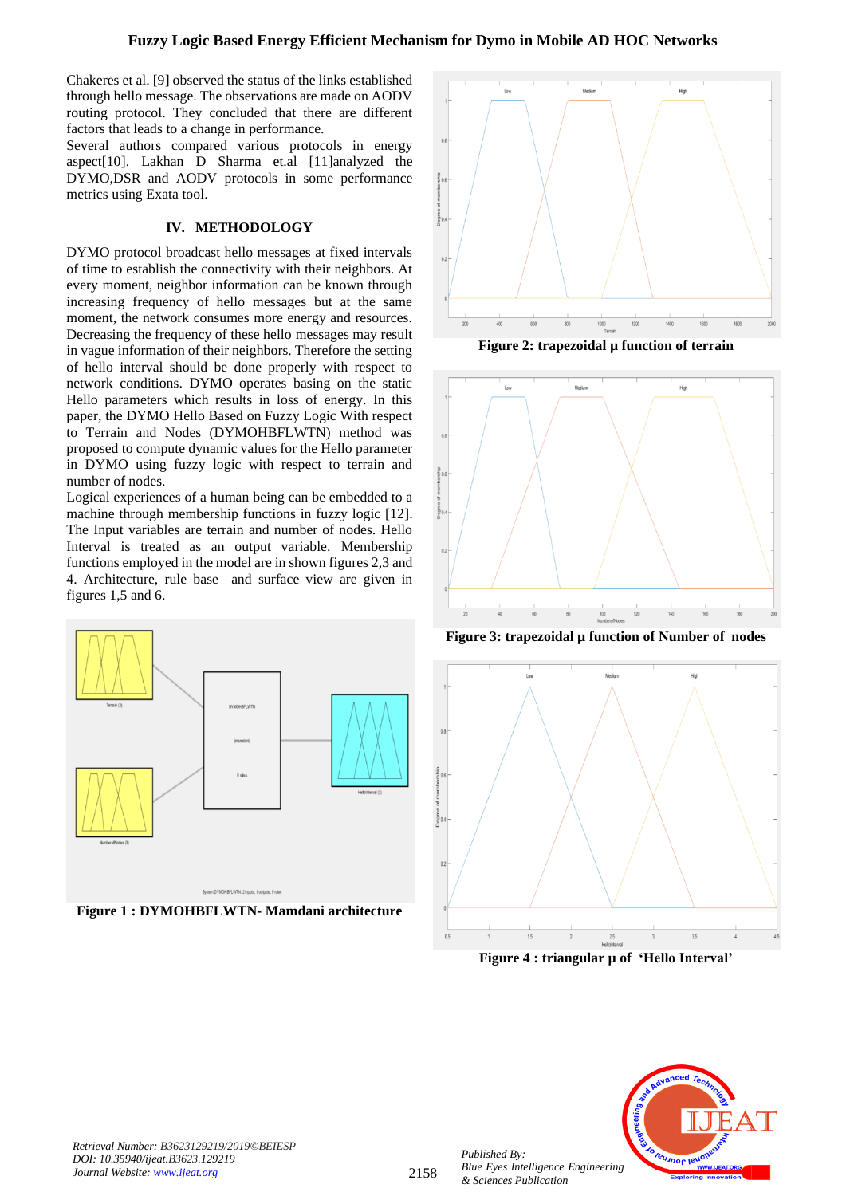Chakeres et al. [9] observed the status of the links established through hello message. The observations are made on AODV routing protocol. They concluded that there are different factors that leads to a change in performance.

Several authors compared various protocols in energy aspect[10]. Lakhan D Sharma et.al [11]analyzed the DYMO,DSR and AODV protocols in some performance metrics using Exata tool.

## IV. METHODOLOGY

DYMO protocol broadcast hello messages at fixed intervals of time to establish the connectivity with their neighbors. At every moment, neighbor information can be known through increasing frequency of hello messages but at the same moment, the network consumes more energy and resources. Decreasing the frequency of these hello messages may result in vague information of their neighbors. Therefore the setting of hello interval should be done properly with respect to network conditions. DYMO operates basing on the static Hello parameters which results in loss of energy. In this paper, the DYMO Hello Based on Fuzzy Logic With respect to Terrain and Nodes (DYMOHBFLWTN) method was proposed to compute dynamic values for the Hello parameter in DYMO using fuzzy logic with respect to terrain and number of nodes.

Logical experiences of a human being can be embedded to a machine through membership functions in fuzzy logic [12]. The Input variables are terrain and number of nodes. Hello Interval is treated as an output variable. Membership functions employed in the model are in shown figures 2,3 and 4. Architecture, rule base and surface view are given in figures 1,5 and 6.

**Figure 1 : DYMOHBFLWTN- Mamdani architecture**

**Figure 2: trapezoidal µ function of terrain**

**Figure 3: trapezoidal µ function of Number of nodes**

**Figure 4 : triangular µ of 'Hello Interval'**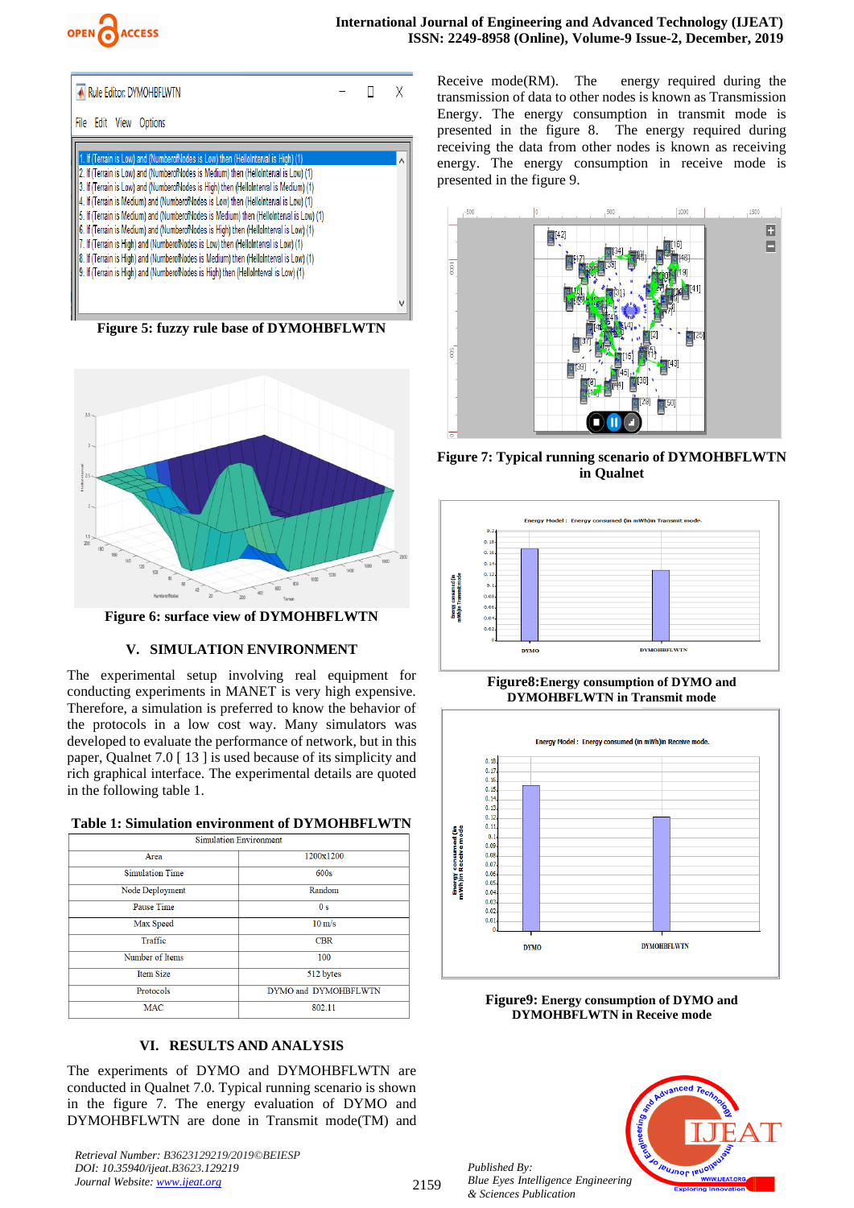Figure 5: fuzzy rule base of DYMOHBFLWTN

Figure 6: surface view of DYMOHBFLWTN

## V. SIMULATION ENVIRONMENT

The experimental setup involving real equipment for conducting experiments in MANET is very high expensive. Therefore, a simulation is preferred to know the behavior of the protocols in a low cost way. Many simulators was developed to evaluate the performance of network, but in this paper, Qualnet 7.0 [ 13 ] is used because of its simplicity and rich graphical interface. The experimental details are quoted in the following table 1.

**Table 1: Simulation environment of DYMOHBFLWTN**

| Simulation Environment | |
|---|---|
| Area | 1200x1200 |
| Simulation Time | 600s |
| Node Deployment | Random |
| Pause Time | 0 s |
| Max Speed | 10 m/s |
| Traffic | CBR |
| Number of Items | 100 |
| Item Size | 512 bytes |
| Protocols | DYMO and DYMOHBFLWTN |
| MAC | 802.11 |

## VI. RESULTS AND ANALYSIS

The experiments of DYMO and DYMOHBFLWTN are conducted in Qualnet 7.0. Typical running scenario is shown in the figure 7. The energy evaluation of DYMO and DYMOHBFLWTN are done in Transmit mode(TM) and Receive mode(RM). The energy required during the transmission of data to other nodes is known as Transmission Energy. The energy consumption in transmit mode is presented in the figure 8. The energy required during receiving the data from other nodes is known as receiving energy. The energy consumption in receive mode is presented in the figure 9.

**Figure 7: Typical running scenario of DYMOHBFLWTN in Qualnet**

**Figure8:Energy consumption of DYMO and DYMOHBFLWTN in Transmit mode**

**Figure9: Energy consumption of DYMO and DYMOHBFLWTN in Receive mode**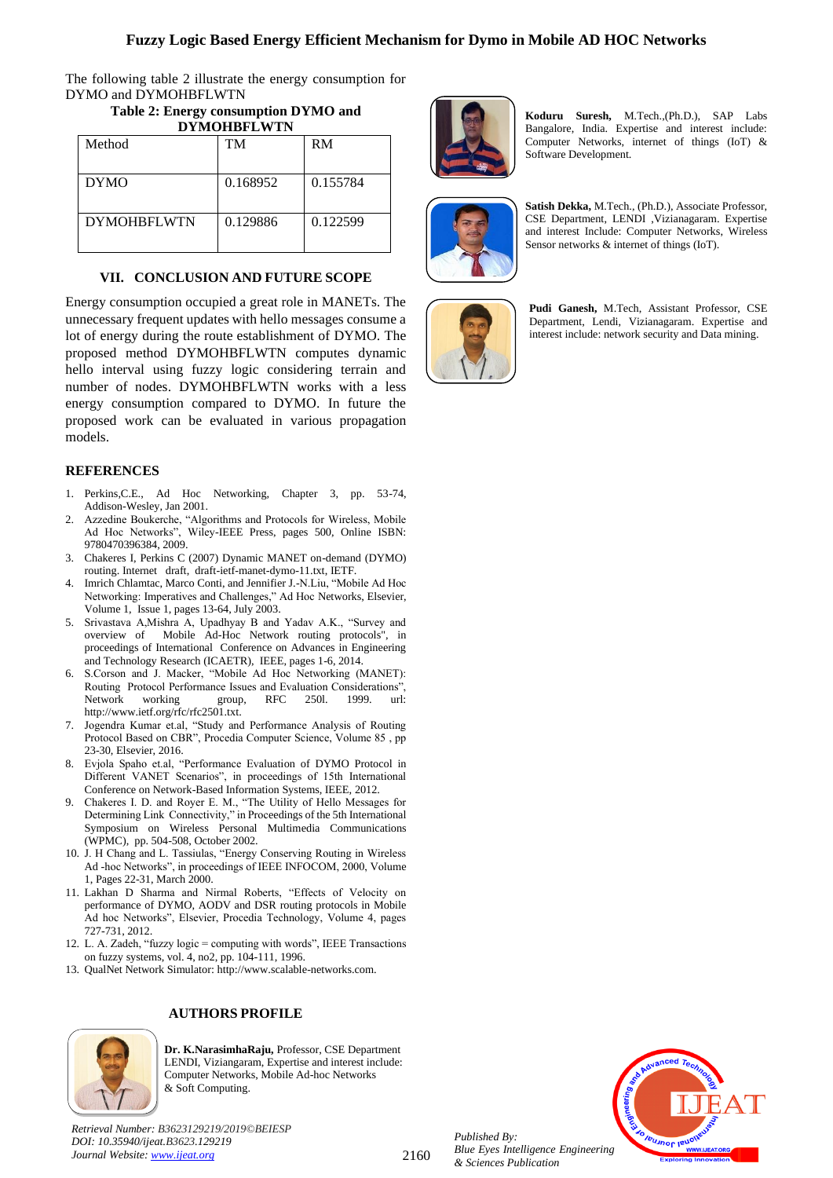The following table 2 illustrate the energy consumption for DYMO and DYMOHBFLWTN

**Table 2: Energy consumption DYMO and DYMOHBFLWTN**

| Method | TM | RM |
|---|---|---|
| DYMO | 0.168952 | 0.155784 |
| DYMOHBFLWTN | 0.129886 | 0.122599 |

## VII. CONCLUSION AND FUTURE SCOPE

Energy consumption occupied a great role in MANETs. The unnecessary frequent updates with hello messages consume a lot of energy during the route establishment of DYMO. The proposed method DYMOHBFLWTN computes dynamic hello interval using fuzzy logic considering terrain and number of nodes. DYMOHBFLWTN works with a less energy consumption compared to DYMO. In future the proposed work can be evaluated in various propagation models.

## REFERENCES

1. Perkins,C.E., Ad Hoc Networking, Chapter 3, pp. 53-74, Addison-Wesley, Jan 2001.
2. Azzedine Boukerche, "Algorithms and Protocols for Wireless, Mobile Ad Hoc Networks", Wiley-IEEE Press, pages 500, Online ISBN: 9780470396384, 2009.
3. Chakeres I, Perkins C (2007) Dynamic MANET on-demand (DYMO) routing. Internet draft, draft-ietf-manet-dymo-11.txt, IETF.
4. Imrich Chlamtac, Marco Conti, and Jennifier J.-N.Liu, "Mobile Ad Hoc Networking: Imperatives and Challenges," Ad Hoc Networks, Elsevier, Volume 1, Issue 1, pages 13-64, July 2003.
5. Srivastava A,Mishra A, Upadhyay B and Yadav A.K., "Survey and overview of Mobile Ad-Hoc Network routing protocols", in proceedings of International Conference on Advances in Engineering and Technology Research (ICAETR), IEEE, pages 1-6, 2014.
6. S.Corson and J. Macker, "Mobile Ad Hoc Networking (MANET): Routing Protocol Performance Issues and Evaluation Considerations", Network working group, RFC 250l. 1999. url: http://www.ietf.org/rfc/rfc2501.txt.
7. Jogendra Kumar et.al, "Study and Performance Analysis of Routing Protocol Based on CBR", Procedia Computer Science, Volume 85 , pp 23-30, Elsevier, 2016.
8. Evjola Spaho et.al, "Performance Evaluation of DYMO Protocol in Different VANET Scenarios", in proceedings of 15th International Conference on Network-Based Information Systems, IEEE, 2012.
9. Chakeres I. D. and Royer E. M., "The Utility of Hello Messages for Determining Link Connectivity," in Proceedings of the 5th International Symposium on Wireless Personal Multimedia Communications (WPMC), pp. 504-508, October 2002.
10. J. H Chang and L. Tassiulas, "Energy Conserving Routing in Wireless Ad -hoc Networks", in proceedings of IEEE INFOCOM, 2000, Volume 1, Pages 22-31, March 2000.
11. Lakhan D Sharma and Nirmal Roberts, "Effects of Velocity on performance of DYMO, AODV and DSR routing protocols in Mobile Ad hoc Networks", Elsevier, Procedia Technology, Volume 4, pages 727-731, 2012.
12. L. A. Zadeh, "fuzzy logic = computing with words", IEEE Transactions on fuzzy systems, vol. 4, no2, pp. 104-111, 1996.
13. QualNet Network Simulator: http://www.scalable-networks.com.

## AUTHORS PROFILE

**Dr. K.NarasimhaRaju,** Professor, CSE Department LENDI, Viziangaram, Expertise and interest include: Computer Networks, Mobile Ad-hoc Networks & Soft Computing.

**Koduru Suresh,** M.Tech.,(Ph.D.), SAP Labs Bangalore, India. Expertise and interest include: Computer Networks, internet of things (IoT) & Software Development.

**Satish Dekka,** M.Tech., (Ph.D.), Associate Professor, CSE Department, LENDI ,Vizianagaram. Expertise and interest Include: Computer Networks, Wireless Sensor networks & internet of things (IoT).

**Pudi Ganesh,** M.Tech, Assistant Professor, CSE Department, Lendi, Vizianagaram. Expertise and interest include: network security and Data mining.